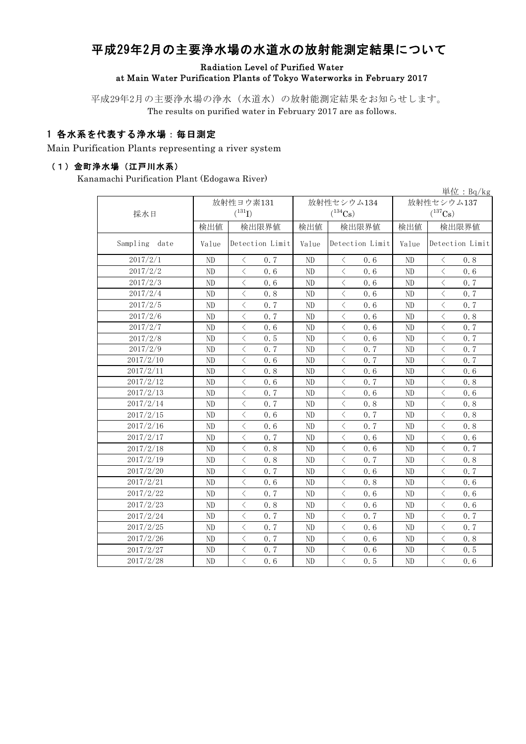# 平成29年2月の主要浄水場の水道水の放射能測定結果について

**Radiation Level of Purified Water at Main Water Purification Plants of Tokyo Waterworks in February 2017**

平成29年2月の主要浄水場の浄水（水道水）の放射能測定結果をお知らせします。
The results on purified water in February 2017 are as follows.

## 1 各水系を代表する浄水場：毎日測定

Main Purification Plants representing a river system

### （1）金町浄水場（江戸川水系）

Kanamachi Purification Plant (Edogawa River)

単位：Bq/kg

| 採水日 | 放射性ヨウ素131 ($^{131}$I) | | 放射性セシウム134 ($^{134}$Cs) | | 放射性セシウム137 ($^{137}$Cs) | |
|---|---|---|---|---|---|---|
| | 検出値 | 検出限界値 | 検出値 | 検出限界値 | 検出値 | 検出限界値 |
| Sampling date | Value | Detection Limit | Value | Detection Limit | Value | Detection Limit |
| 2017/2/1 | ND | ＜ 0.7 | ND | ＜ 0.6 | ND | ＜ 0.8 |
| 2017/2/2 | ND | ＜ 0.6 | ND | ＜ 0.6 | ND | ＜ 0.6 |
| 2017/2/3 | ND | ＜ 0.6 | ND | ＜ 0.6 | ND | ＜ 0.7 |
| 2017/2/4 | ND | ＜ 0.8 | ND | ＜ 0.6 | ND | ＜ 0.7 |
| 2017/2/5 | ND | ＜ 0.7 | ND | ＜ 0.6 | ND | ＜ 0.7 |
| 2017/2/6 | ND | ＜ 0.7 | ND | ＜ 0.6 | ND | ＜ 0.8 |
| 2017/2/7 | ND | ＜ 0.6 | ND | ＜ 0.6 | ND | ＜ 0.7 |
| 2017/2/8 | ND | ＜ 0.5 | ND | ＜ 0.6 | ND | ＜ 0.7 |
| 2017/2/9 | ND | ＜ 0.7 | ND | ＜ 0.7 | ND | ＜ 0.7 |
| 2017/2/10 | ND | ＜ 0.6 | ND | ＜ 0.7 | ND | ＜ 0.7 |
| 2017/2/11 | ND | ＜ 0.8 | ND | ＜ 0.6 | ND | ＜ 0.6 |
| 2017/2/12 | ND | ＜ 0.6 | ND | ＜ 0.7 | ND | ＜ 0.8 |
| 2017/2/13 | ND | ＜ 0.7 | ND | ＜ 0.6 | ND | ＜ 0.6 |
| 2017/2/14 | ND | ＜ 0.7 | ND | ＜ 0.8 | ND | ＜ 0.8 |
| 2017/2/15 | ND | ＜ 0.6 | ND | ＜ 0.7 | ND | ＜ 0.8 |
| 2017/2/16 | ND | ＜ 0.6 | ND | ＜ 0.7 | ND | ＜ 0.8 |
| 2017/2/17 | ND | ＜ 0.7 | ND | ＜ 0.6 | ND | ＜ 0.6 |
| 2017/2/18 | ND | ＜ 0.8 | ND | ＜ 0.6 | ND | ＜ 0.7 |
| 2017/2/19 | ND | ＜ 0.8 | ND | ＜ 0.7 | ND | ＜ 0.8 |
| 2017/2/20 | ND | ＜ 0.7 | ND | ＜ 0.6 | ND | ＜ 0.7 |
| 2017/2/21 | ND | ＜ 0.6 | ND | ＜ 0.8 | ND | ＜ 0.6 |
| 2017/2/22 | ND | ＜ 0.7 | ND | ＜ 0.6 | ND | ＜ 0.6 |
| 2017/2/23 | ND | ＜ 0.8 | ND | ＜ 0.6 | ND | ＜ 0.6 |
| 2017/2/24 | ND | ＜ 0.7 | ND | ＜ 0.7 | ND | ＜ 0.7 |
| 2017/2/25 | ND | ＜ 0.7 | ND | ＜ 0.6 | ND | ＜ 0.7 |
| 2017/2/26 | ND | ＜ 0.7 | ND | ＜ 0.6 | ND | ＜ 0.8 |
| 2017/2/27 | ND | ＜ 0.7 | ND | ＜ 0.6 | ND | ＜ 0.5 |
| 2017/2/28 | ND | ＜ 0.6 | ND | ＜ 0.5 | ND | ＜ 0.6 |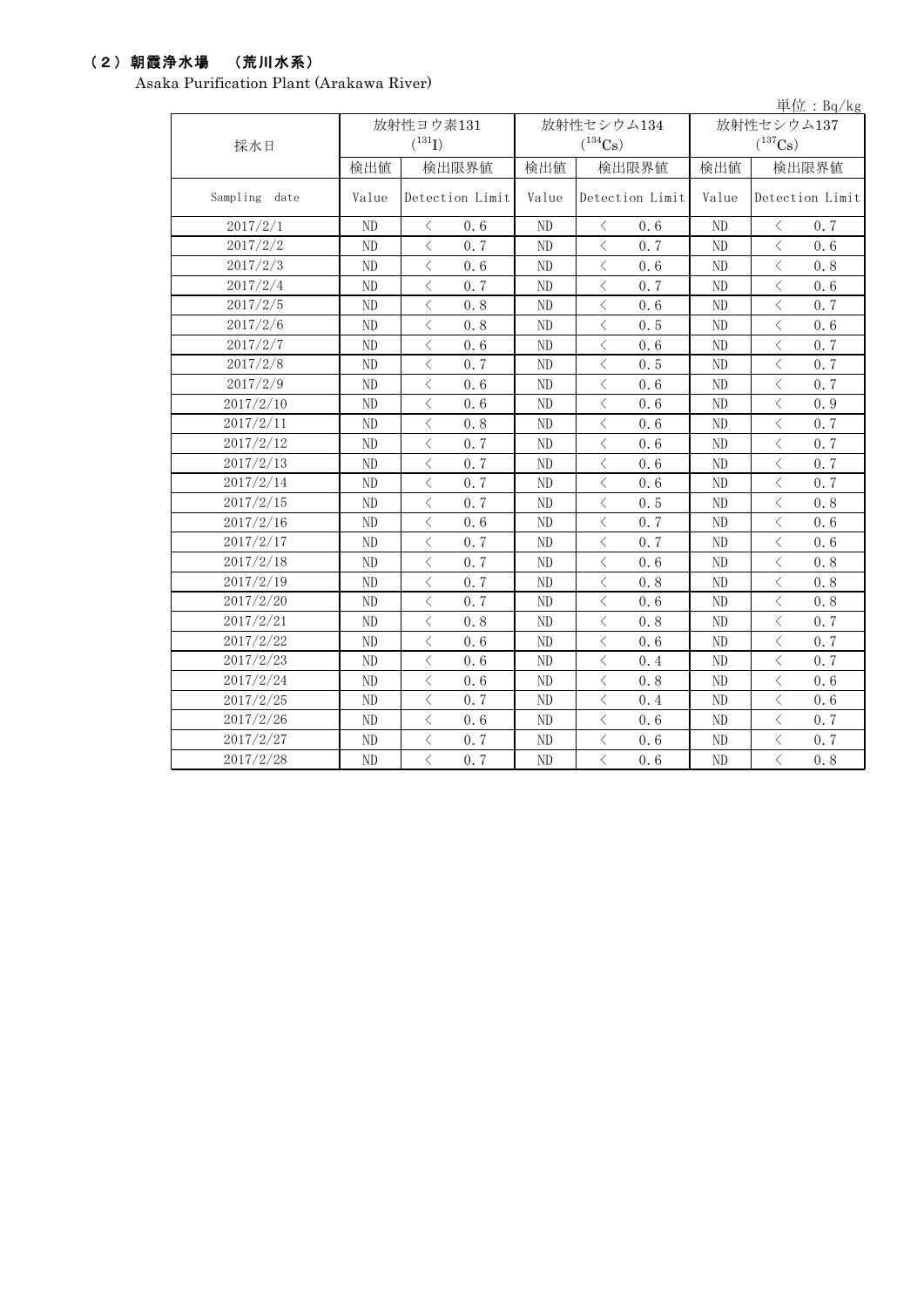## （２）朝霞浄水場　（荒川水系）

Asaka Purification Plant (Arakawa River)

単位：Bq/kg

| 採水日 | 放射性ヨウ素131 ($^{131}I$) | | 放射性セシウム134 ($^{134}Cs$) | | 放射性セシウム137 ($^{137}Cs$) | |
|---|---|---|---|---|---|---|
| | 検出値 | 検出限界値 | 検出値 | 検出限界値 | 検出値 | 検出限界値 |
| Sampling date | Value | Detection Limit | Value | Detection Limit | Value | Detection Limit |
| 2017/2/1 | ND | < 0.6 | ND | < 0.6 | ND | < 0.7 |
| 2017/2/2 | ND | < 0.7 | ND | < 0.7 | ND | < 0.6 |
| 2017/2/3 | ND | < 0.6 | ND | < 0.6 | ND | < 0.8 |
| 2017/2/4 | ND | < 0.7 | ND | < 0.7 | ND | < 0.6 |
| 2017/2/5 | ND | < 0.8 | ND | < 0.6 | ND | < 0.7 |
| 2017/2/6 | ND | < 0.8 | ND | < 0.5 | ND | < 0.6 |
| 2017/2/7 | ND | < 0.6 | ND | < 0.6 | ND | < 0.7 |
| 2017/2/8 | ND | < 0.7 | ND | < 0.5 | ND | < 0.7 |
| 2017/2/9 | ND | < 0.6 | ND | < 0.6 | ND | < 0.7 |
| 2017/2/10 | ND | < 0.6 | ND | < 0.6 | ND | < 0.9 |
| 2017/2/11 | ND | < 0.8 | ND | < 0.6 | ND | < 0.7 |
| 2017/2/12 | ND | < 0.7 | ND | < 0.6 | ND | < 0.7 |
| 2017/2/13 | ND | < 0.7 | ND | < 0.6 | ND | < 0.7 |
| 2017/2/14 | ND | < 0.7 | ND | < 0.6 | ND | < 0.7 |
| 2017/2/15 | ND | < 0.7 | ND | < 0.5 | ND | < 0.8 |
| 2017/2/16 | ND | < 0.6 | ND | < 0.7 | ND | < 0.6 |
| 2017/2/17 | ND | < 0.7 | ND | < 0.7 | ND | < 0.6 |
| 2017/2/18 | ND | < 0.7 | ND | < 0.6 | ND | < 0.8 |
| 2017/2/19 | ND | < 0.7 | ND | < 0.8 | ND | < 0.8 |
| 2017/2/20 | ND | < 0.7 | ND | < 0.6 | ND | < 0.8 |
| 2017/2/21 | ND | < 0.8 | ND | < 0.8 | ND | < 0.7 |
| 2017/2/22 | ND | < 0.6 | ND | < 0.6 | ND | < 0.7 |
| 2017/2/23 | ND | < 0.6 | ND | < 0.4 | ND | < 0.7 |
| 2017/2/24 | ND | < 0.6 | ND | < 0.8 | ND | < 0.6 |
| 2017/2/25 | ND | < 0.7 | ND | < 0.4 | ND | < 0.6 |
| 2017/2/26 | ND | < 0.6 | ND | < 0.6 | ND | < 0.7 |
| 2017/2/27 | ND | < 0.7 | ND | < 0.6 | ND | < 0.7 |
| 2017/2/28 | ND | < 0.7 | ND | < 0.6 | ND | < 0.8 |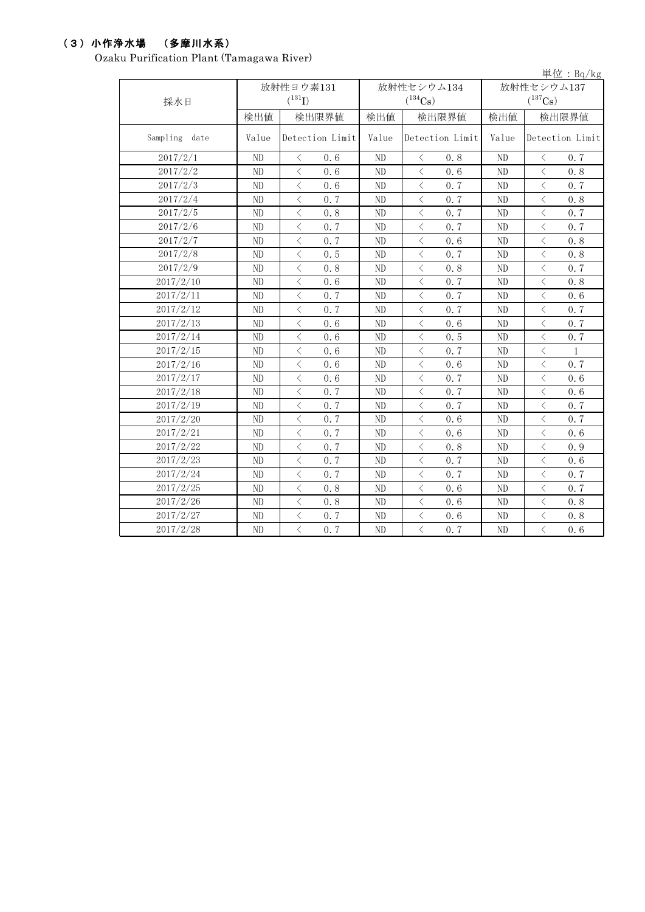## （３）小作浄水場　（多摩川水系）

Ozaku Purification Plant (Tamagawa River)

単位：Bq/kg

| 採水日 | 放射性ヨウ素131 ($^{131}I$) | | 放射性セシウム134 ($^{134}Cs$) | | 放射性セシウム137 ($^{137}Cs$) | |
|---|---|---|---|---|---|---|
| | 検出値 | 検出限界値 | 検出値 | 検出限界値 | 検出値 | 検出限界値 |
| Sampling date | Value | Detection Limit | Value | Detection Limit | Value | Detection Limit |
| 2017/2/1 | ND | ＜ 0.6 | ND | ＜ 0.8 | ND | ＜ 0.7 |
| 2017/2/2 | ND | ＜ 0.6 | ND | ＜ 0.6 | ND | ＜ 0.8 |
| 2017/2/3 | ND | ＜ 0.6 | ND | ＜ 0.7 | ND | ＜ 0.7 |
| 2017/2/4 | ND | ＜ 0.7 | ND | ＜ 0.7 | ND | ＜ 0.8 |
| 2017/2/5 | ND | ＜ 0.8 | ND | ＜ 0.7 | ND | ＜ 0.7 |
| 2017/2/6 | ND | ＜ 0.7 | ND | ＜ 0.7 | ND | ＜ 0.7 |
| 2017/2/7 | ND | ＜ 0.7 | ND | ＜ 0.6 | ND | ＜ 0.8 |
| 2017/2/8 | ND | ＜ 0.5 | ND | ＜ 0.7 | ND | ＜ 0.8 |
| 2017/2/9 | ND | ＜ 0.8 | ND | ＜ 0.8 | ND | ＜ 0.7 |
| 2017/2/10 | ND | ＜ 0.6 | ND | ＜ 0.7 | ND | ＜ 0.8 |
| 2017/2/11 | ND | ＜ 0.7 | ND | ＜ 0.7 | ND | ＜ 0.6 |
| 2017/2/12 | ND | ＜ 0.7 | ND | ＜ 0.7 | ND | ＜ 0.7 |
| 2017/2/13 | ND | ＜ 0.6 | ND | ＜ 0.6 | ND | ＜ 0.7 |
| 2017/2/14 | ND | ＜ 0.6 | ND | ＜ 0.5 | ND | ＜ 0.7 |
| 2017/2/15 | ND | ＜ 0.6 | ND | ＜ 0.7 | ND | ＜ 1 |
| 2017/2/16 | ND | ＜ 0.6 | ND | ＜ 0.6 | ND | ＜ 0.7 |
| 2017/2/17 | ND | ＜ 0.6 | ND | ＜ 0.7 | ND | ＜ 0.6 |
| 2017/2/18 | ND | ＜ 0.7 | ND | ＜ 0.7 | ND | ＜ 0.6 |
| 2017/2/19 | ND | ＜ 0.7 | ND | ＜ 0.7 | ND | ＜ 0.7 |
| 2017/2/20 | ND | ＜ 0.7 | ND | ＜ 0.6 | ND | ＜ 0.7 |
| 2017/2/21 | ND | ＜ 0.7 | ND | ＜ 0.6 | ND | ＜ 0.6 |
| 2017/2/22 | ND | ＜ 0.7 | ND | ＜ 0.8 | ND | ＜ 0.9 |
| 2017/2/23 | ND | ＜ 0.7 | ND | ＜ 0.7 | ND | ＜ 0.6 |
| 2017/2/24 | ND | ＜ 0.7 | ND | ＜ 0.7 | ND | ＜ 0.7 |
| 2017/2/25 | ND | ＜ 0.8 | ND | ＜ 0.6 | ND | ＜ 0.7 |
| 2017/2/26 | ND | ＜ 0.8 | ND | ＜ 0.6 | ND | ＜ 0.8 |
| 2017/2/27 | ND | ＜ 0.7 | ND | ＜ 0.6 | ND | ＜ 0.8 |
| 2017/2/28 | ND | ＜ 0.7 | ND | ＜ 0.7 | ND | ＜ 0.6 |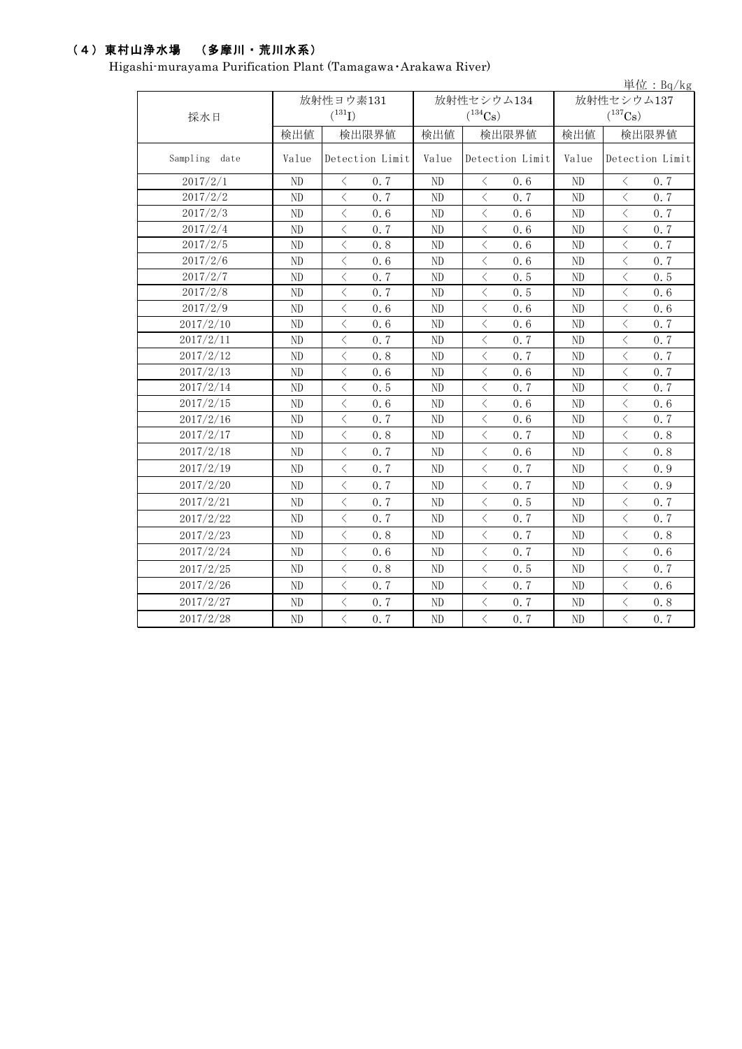## （4）東村山浄水場　（多摩川・荒川水系）

Higashi-murayama Purification Plant (Tamagawa・Arakawa River)

単位：Bq/kg

| 採水日 | 放射性ヨウ素131 ($^{131}$I) | | 放射性セシウム134 ($^{134}$Cs) | | 放射性セシウム137 ($^{137}$Cs) | |
|---|---|---|---|---|---|---|
| | 検出値 | 検出限界値 | 検出値 | 検出限界値 | 検出値 | 検出限界値 |
| Sampling date | Value | Detection Limit | Value | Detection Limit | Value | Detection Limit |
| 2017/2/1 | ND | ＜ 0.7 | ND | ＜ 0.6 | ND | ＜ 0.7 |
| 2017/2/2 | ND | ＜ 0.7 | ND | ＜ 0.7 | ND | ＜ 0.7 |
| 2017/2/3 | ND | ＜ 0.6 | ND | ＜ 0.6 | ND | ＜ 0.7 |
| 2017/2/4 | ND | ＜ 0.7 | ND | ＜ 0.6 | ND | ＜ 0.7 |
| 2017/2/5 | ND | ＜ 0.8 | ND | ＜ 0.6 | ND | ＜ 0.7 |
| 2017/2/6 | ND | ＜ 0.6 | ND | ＜ 0.6 | ND | ＜ 0.7 |
| 2017/2/7 | ND | ＜ 0.7 | ND | ＜ 0.5 | ND | ＜ 0.5 |
| 2017/2/8 | ND | ＜ 0.7 | ND | ＜ 0.5 | ND | ＜ 0.6 |
| 2017/2/9 | ND | ＜ 0.6 | ND | ＜ 0.6 | ND | ＜ 0.6 |
| 2017/2/10 | ND | ＜ 0.6 | ND | ＜ 0.6 | ND | ＜ 0.7 |
| 2017/2/11 | ND | ＜ 0.7 | ND | ＜ 0.7 | ND | ＜ 0.7 |
| 2017/2/12 | ND | ＜ 0.8 | ND | ＜ 0.7 | ND | ＜ 0.7 |
| 2017/2/13 | ND | ＜ 0.6 | ND | ＜ 0.6 | ND | ＜ 0.7 |
| 2017/2/14 | ND | ＜ 0.5 | ND | ＜ 0.7 | ND | ＜ 0.7 |
| 2017/2/15 | ND | ＜ 0.6 | ND | ＜ 0.6 | ND | ＜ 0.6 |
| 2017/2/16 | ND | ＜ 0.7 | ND | ＜ 0.6 | ND | ＜ 0.7 |
| 2017/2/17 | ND | ＜ 0.8 | ND | ＜ 0.7 | ND | ＜ 0.8 |
| 2017/2/18 | ND | ＜ 0.7 | ND | ＜ 0.6 | ND | ＜ 0.8 |
| 2017/2/19 | ND | ＜ 0.7 | ND | ＜ 0.7 | ND | ＜ 0.9 |
| 2017/2/20 | ND | ＜ 0.7 | ND | ＜ 0.7 | ND | ＜ 0.9 |
| 2017/2/21 | ND | ＜ 0.7 | ND | ＜ 0.5 | ND | ＜ 0.7 |
| 2017/2/22 | ND | ＜ 0.7 | ND | ＜ 0.7 | ND | ＜ 0.7 |
| 2017/2/23 | ND | ＜ 0.8 | ND | ＜ 0.7 | ND | ＜ 0.8 |
| 2017/2/24 | ND | ＜ 0.6 | ND | ＜ 0.7 | ND | ＜ 0.6 |
| 2017/2/25 | ND | ＜ 0.8 | ND | ＜ 0.5 | ND | ＜ 0.7 |
| 2017/2/26 | ND | ＜ 0.7 | ND | ＜ 0.7 | ND | ＜ 0.6 |
| 2017/2/27 | ND | ＜ 0.7 | ND | ＜ 0.7 | ND | ＜ 0.8 |
| 2017/2/28 | ND | ＜ 0.7 | ND | ＜ 0.7 | ND | ＜ 0.7 |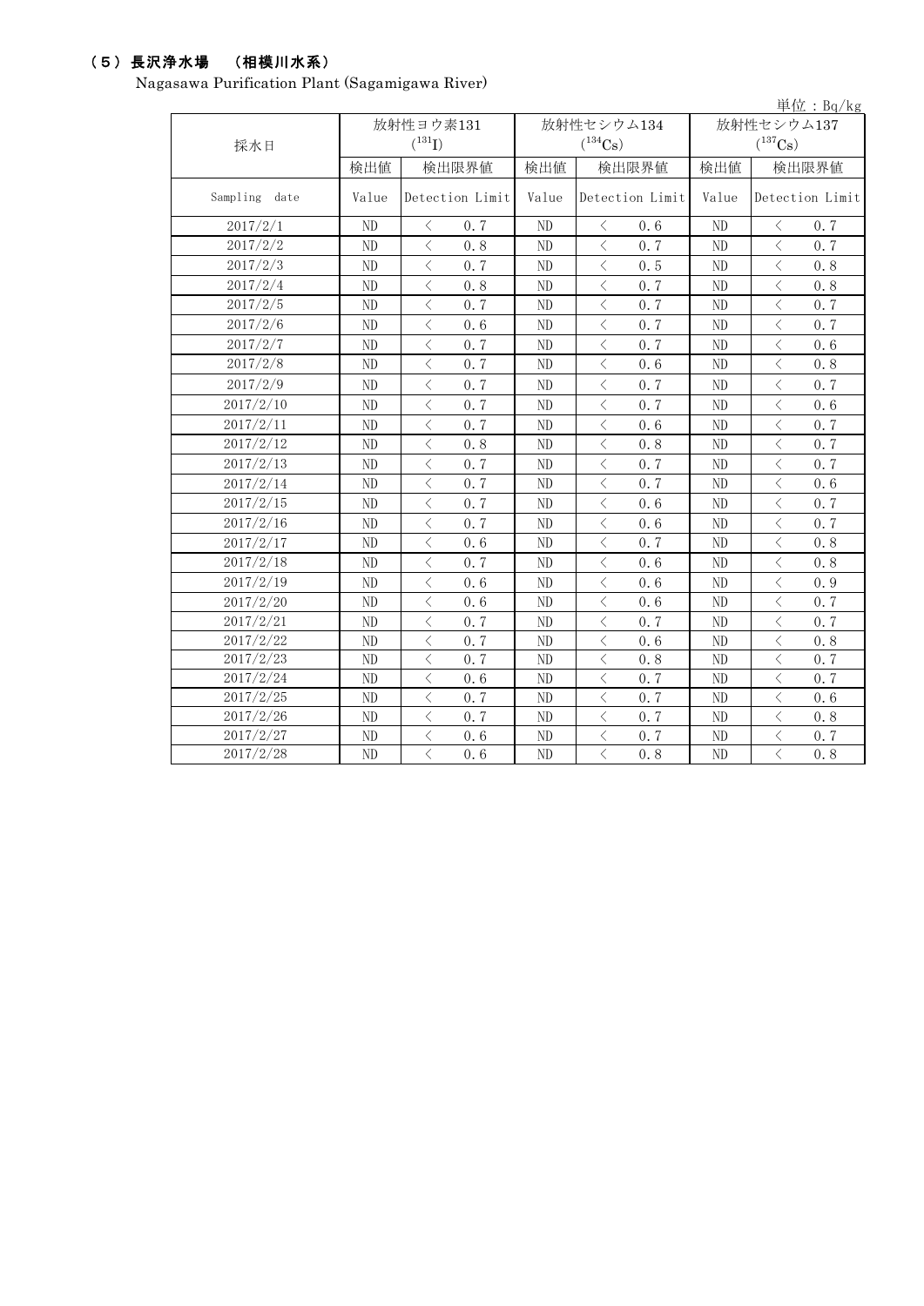## （５）長沢浄水場　（相模川水系）

Nagasawa Purification Plant (Sagamigawa River)

単位：Bq/kg

| 採水日 | 放射性ヨウ素131 ($^{131}I$) | | 放射性セシウム134 ($^{134}Cs$) | | 放射性セシウム137 ($^{137}Cs$) | |
|---|---|---|---|---|---|---|
| | 検出値 | 検出限界値 | 検出値 | 検出限界値 | 検出値 | 検出限界値 |
| Sampling date | Value | Detection Limit | Value | Detection Limit | Value | Detection Limit |
| 2017/2/1 | ND | ＜ 0.7 | ND | ＜ 0.6 | ND | ＜ 0.7 |
| 2017/2/2 | ND | ＜ 0.8 | ND | ＜ 0.7 | ND | ＜ 0.7 |
| 2017/2/3 | ND | ＜ 0.7 | ND | ＜ 0.5 | ND | ＜ 0.8 |
| 2017/2/4 | ND | ＜ 0.8 | ND | ＜ 0.7 | ND | ＜ 0.8 |
| 2017/2/5 | ND | ＜ 0.7 | ND | ＜ 0.7 | ND | ＜ 0.7 |
| 2017/2/6 | ND | ＜ 0.6 | ND | ＜ 0.7 | ND | ＜ 0.7 |
| 2017/2/7 | ND | ＜ 0.7 | ND | ＜ 0.7 | ND | ＜ 0.6 |
| 2017/2/8 | ND | ＜ 0.7 | ND | ＜ 0.6 | ND | ＜ 0.8 |
| 2017/2/9 | ND | ＜ 0.7 | ND | ＜ 0.7 | ND | ＜ 0.7 |
| 2017/2/10 | ND | ＜ 0.7 | ND | ＜ 0.7 | ND | ＜ 0.6 |
| 2017/2/11 | ND | ＜ 0.7 | ND | ＜ 0.6 | ND | ＜ 0.7 |
| 2017/2/12 | ND | ＜ 0.8 | ND | ＜ 0.8 | ND | ＜ 0.7 |
| 2017/2/13 | ND | ＜ 0.7 | ND | ＜ 0.7 | ND | ＜ 0.7 |
| 2017/2/14 | ND | ＜ 0.7 | ND | ＜ 0.7 | ND | ＜ 0.6 |
| 2017/2/15 | ND | ＜ 0.7 | ND | ＜ 0.6 | ND | ＜ 0.7 |
| 2017/2/16 | ND | ＜ 0.7 | ND | ＜ 0.6 | ND | ＜ 0.7 |
| 2017/2/17 | ND | ＜ 0.6 | ND | ＜ 0.7 | ND | ＜ 0.8 |
| 2017/2/18 | ND | ＜ 0.7 | ND | ＜ 0.6 | ND | ＜ 0.8 |
| 2017/2/19 | ND | ＜ 0.6 | ND | ＜ 0.6 | ND | ＜ 0.9 |
| 2017/2/20 | ND | ＜ 0.6 | ND | ＜ 0.6 | ND | ＜ 0.7 |
| 2017/2/21 | ND | ＜ 0.7 | ND | ＜ 0.7 | ND | ＜ 0.7 |
| 2017/2/22 | ND | ＜ 0.7 | ND | ＜ 0.6 | ND | ＜ 0.8 |
| 2017/2/23 | ND | ＜ 0.7 | ND | ＜ 0.8 | ND | ＜ 0.7 |
| 2017/2/24 | ND | ＜ 0.6 | ND | ＜ 0.7 | ND | ＜ 0.7 |
| 2017/2/25 | ND | ＜ 0.7 | ND | ＜ 0.7 | ND | ＜ 0.6 |
| 2017/2/26 | ND | ＜ 0.7 | ND | ＜ 0.7 | ND | ＜ 0.8 |
| 2017/2/27 | ND | ＜ 0.6 | ND | ＜ 0.7 | ND | ＜ 0.7 |
| 2017/2/28 | ND | ＜ 0.6 | ND | ＜ 0.8 | ND | ＜ 0.8 |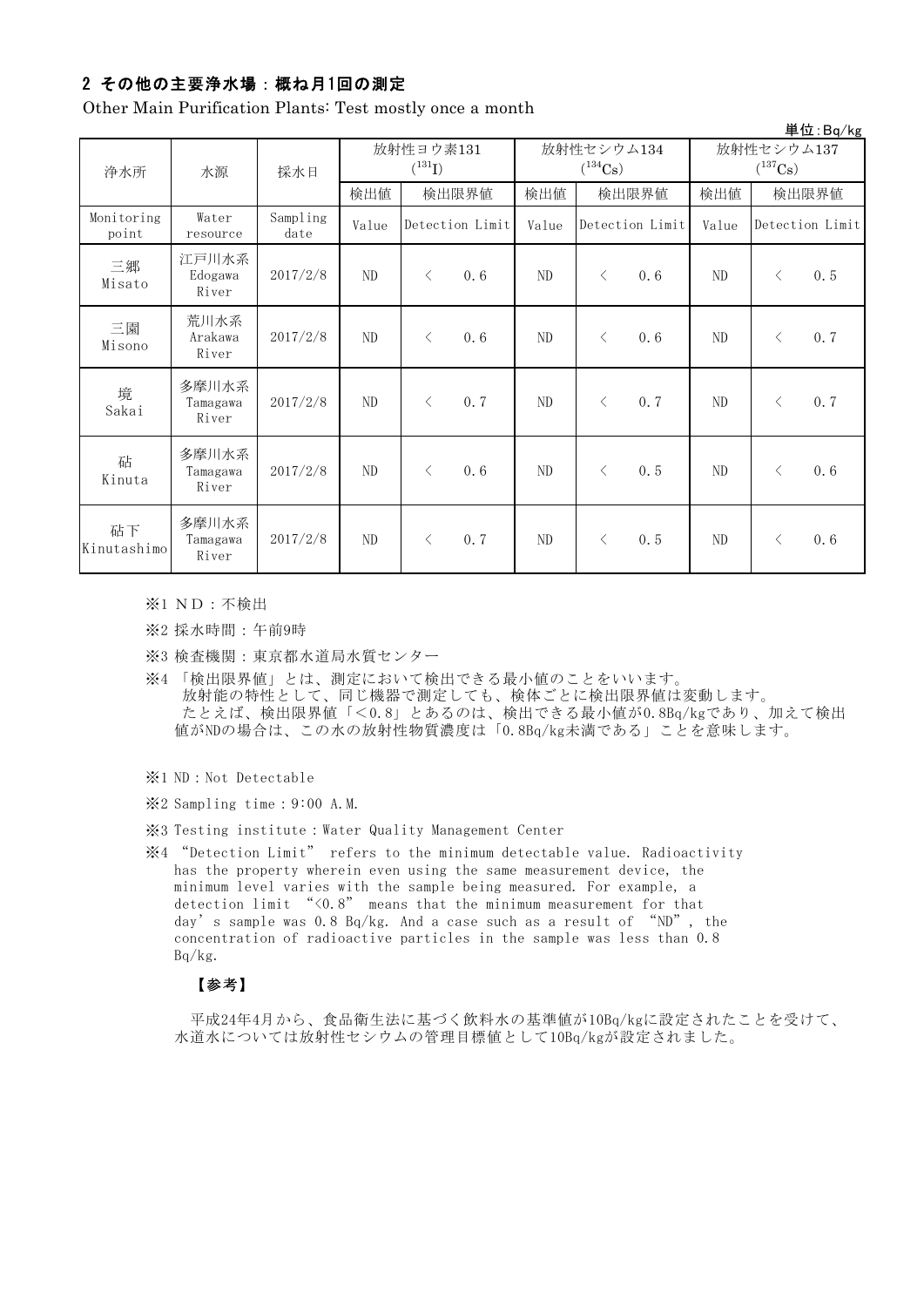## 2 その他の主要浄水場：概ね月1回の測定

Other Main Purification Plants: Test mostly once a month

単位：Bq/kg

| 浄水所 | 水源 | 採水日 | 放射性ヨウ素131 ($^{131}I$) | | 放射性セシウム134 ($^{134}Cs$) | | 放射性セシウム137 ($^{137}Cs$) | |
|---|---|---|---|---|---|---|---|---|
| | | | 検出値 | 検出限界値 | 検出値 | 検出限界値 | 検出値 | 検出限界値 |
| Monitoring point | Water resource | Sampling date | Value | Detection Limit | Value | Detection Limit | Value | Detection Limit |
| 三郷 Misato | 江戸川水系 Edogawa River | 2017/2/8 | ND | ＜ 0.6 | ND | ＜ 0.6 | ND | ＜ 0.5 |
| 三園 Misono | 荒川水系 Arakawa River | 2017/2/8 | ND | ＜ 0.6 | ND | ＜ 0.6 | ND | ＜ 0.7 |
| 境 Sakai | 多摩川水系 Tamagawa River | 2017/2/8 | ND | ＜ 0.7 | ND | ＜ 0.7 | ND | ＜ 0.7 |
| 砧 Kinuta | 多摩川水系 Tamagawa River | 2017/2/8 | ND | ＜ 0.6 | ND | ＜ 0.5 | ND | ＜ 0.6 |
| 砧下 Kinutashimo | 多摩川水系 Tamagawa River | 2017/2/8 | ND | ＜ 0.7 | ND | ＜ 0.5 | ND | ＜ 0.6 |

※1 ＮＤ：不検出

※2 採水時間：午前9時

※3 検査機関：東京都水道局水質センター

※4 「検出限界値」とは、測定において検出できる最小値のことをいいます。
放射能の特性として、同じ機器で測定しても、検体ごとに検出限界値は変動します。
たとえば、検出限界値「＜0.8」とあるのは、検出できる最小値が0.8Bq/kgであり、加えて検出値がNDの場合は、この水の放射性物質濃度は「0.8Bq/kg未満である」ことを意味します。

※1 ND：Not Detectable

※2 Sampling time：9:00 A.M.

※3 Testing institute：Water Quality Management Center

※4 "Detection Limit" refers to the minimum detectable value. Radioactivity has the property wherein even using the same measurement device, the minimum level varies with the sample being measured. For example, a detection limit "<0.8" means that the minimum measurement for that day's sample was 0.8 Bq/kg. And a case such as a result of "ND", the concentration of radioactive particles in the sample was less than 0.8 Bq/kg.

【参考】

平成24年4月から、食品衛生法に基づく飲料水の基準値が10Bq/kgに設定されたことを受けて、水道水については放射性セシウムの管理目標値として10Bq/kgが設定されました。